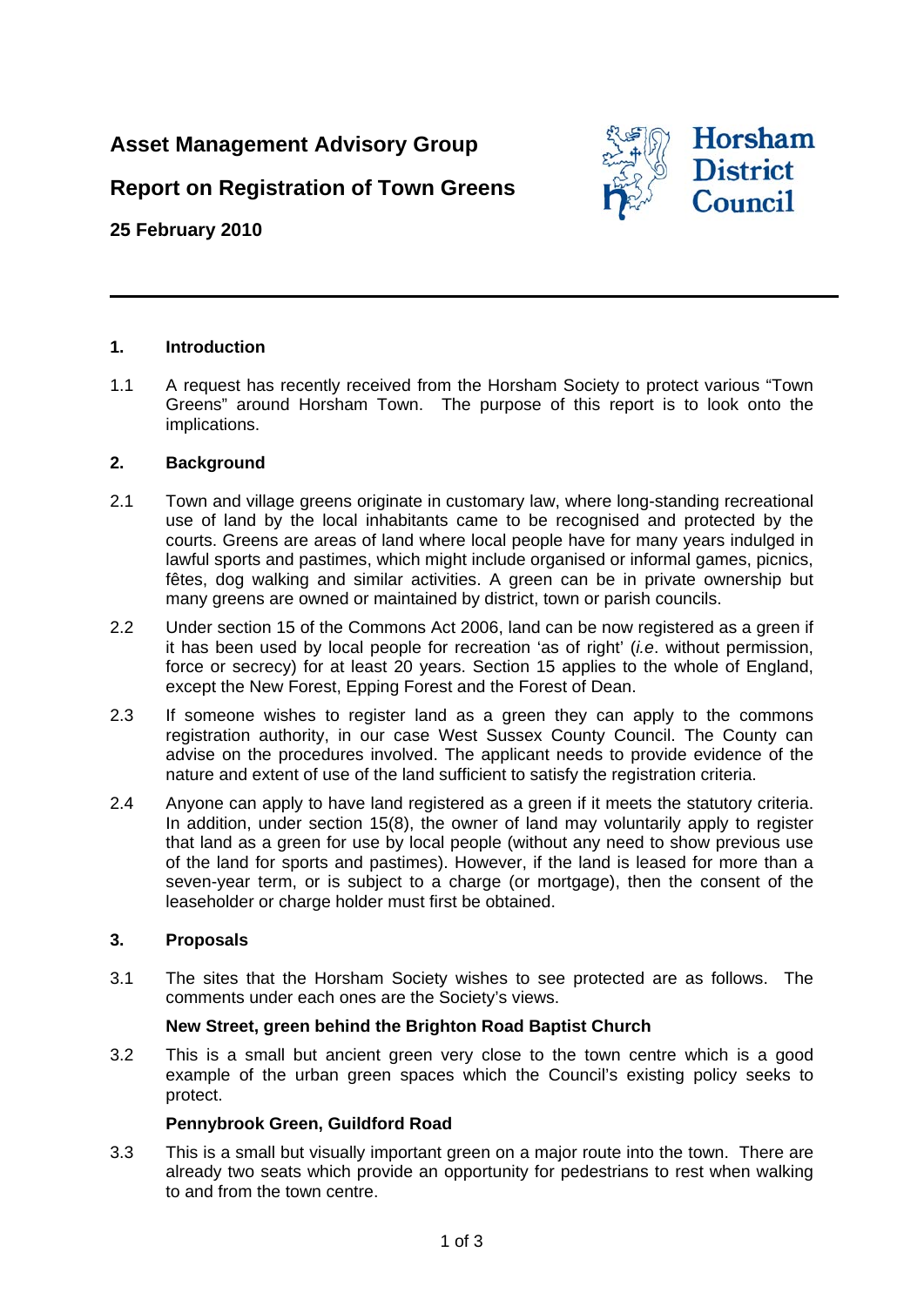# Asset Management Advisory Group

## Report on Registration of Town Greens

**25 February 2010**

Horsham District Council

---

### 1. Introduction

1.1 A request has recently received from the Horsham Society to protect various "Town Greens" around Horsham Town. The purpose of this report is to look onto the implications.

### 2. Background

2.1 Town and village greens originate in customary law, where long-standing recreational use of land by the local inhabitants came to be recognised and protected by the courts. Greens are areas of land where local people have for many years indulged in lawful sports and pastimes, which might include organised or informal games, picnics, fêtes, dog walking and similar activities. A green can be in private ownership but many greens are owned or maintained by district, town or parish councils.

2.2 Under section 15 of the Commons Act 2006, land can be now registered as a green if it has been used by local people for recreation 'as of right' (*i.e*. without permission, force or secrecy) for at least 20 years. Section 15 applies to the whole of England, except the New Forest, Epping Forest and the Forest of Dean.

2.3 If someone wishes to register land as a green they can apply to the commons registration authority, in our case West Sussex County Council. The County can advise on the procedures involved. The applicant needs to provide evidence of the nature and extent of use of the land sufficient to satisfy the registration criteria.

2.4 Anyone can apply to have land registered as a green if it meets the statutory criteria. In addition, under section 15(8), the owner of land may voluntarily apply to register that land as a green for use by local people (without any need to show previous use of the land for sports and pastimes). However, if the land is leased for more than a seven-year term, or is subject to a charge (or mortgage), then the consent of the leaseholder or charge holder must first be obtained.

### 3. Proposals

3.1 The sites that the Horsham Society wishes to see protected are as follows. The comments under each ones are the Society's views.

**New Street, green behind the Brighton Road Baptist Church**

3.2 This is a small but ancient green very close to the town centre which is a good example of the urban green spaces which the Council's existing policy seeks to protect.

**Pennybrook Green, Guildford Road**

3.3 This is a small but visually important green on a major route into the town. There are already two seats which provide an opportunity for pedestrians to rest when walking to and from the town centre.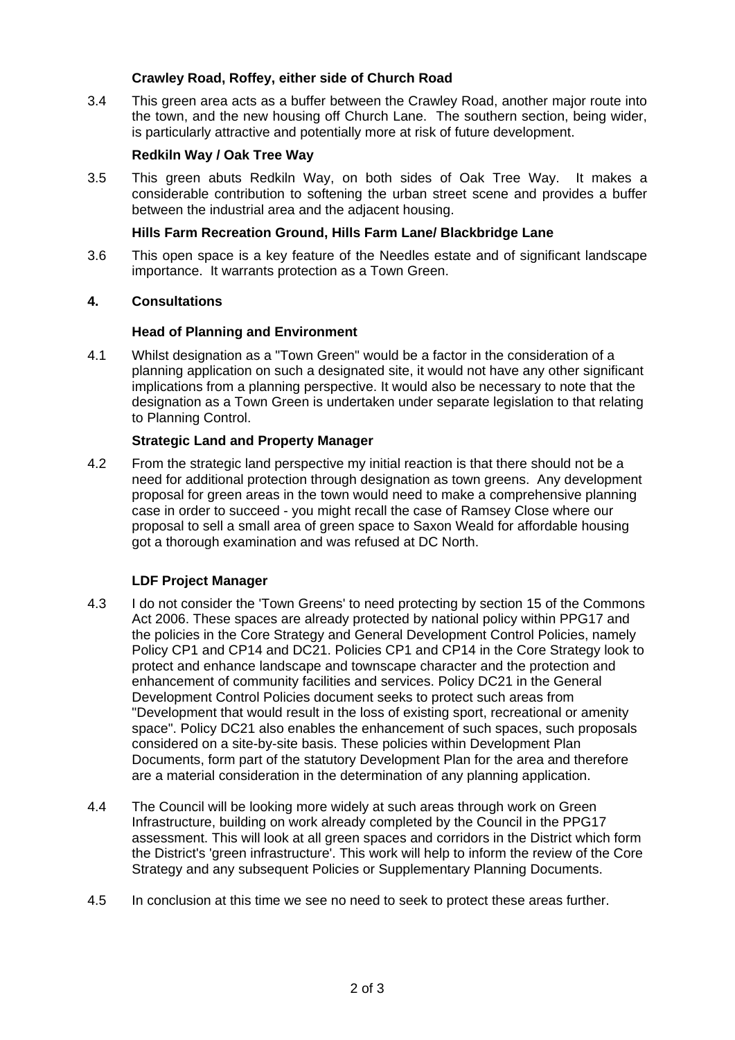**Crawley Road, Roffey, either side of Church Road**

3.4 This green area acts as a buffer between the Crawley Road, another major route into the town, and the new housing off Church Lane. The southern section, being wider, is particularly attractive and potentially more at risk of future development.

**Redkiln Way / Oak Tree Way**

3.5 This green abuts Redkiln Way, on both sides of Oak Tree Way. It makes a considerable contribution to softening the urban street scene and provides a buffer between the industrial area and the adjacent housing.

**Hills Farm Recreation Ground, Hills Farm Lane/ Blackbridge Lane**

3.6 This open space is a key feature of the Needles estate and of significant landscape importance. It warrants protection as a Town Green.

## 4. Consultations

**Head of Planning and Environment**

4.1 Whilst designation as a "Town Green" would be a factor in the consideration of a planning application on such a designated site, it would not have any other significant implications from a planning perspective. It would also be necessary to note that the designation as a Town Green is undertaken under separate legislation to that relating to Planning Control.

**Strategic Land and Property Manager**

4.2 From the strategic land perspective my initial reaction is that there should not be a need for additional protection through designation as town greens. Any development proposal for green areas in the town would need to make a comprehensive planning case in order to succeed - you might recall the case of Ramsey Close where our proposal to sell a small area of green space to Saxon Weald for affordable housing got a thorough examination and was refused at DC North.

**LDF Project Manager**

4.3 I do not consider the 'Town Greens' to need protecting by section 15 of the Commons Act 2006. These spaces are already protected by national policy within PPG17 and the policies in the Core Strategy and General Development Control Policies, namely Policy CP1 and CP14 and DC21. Policies CP1 and CP14 in the Core Strategy look to protect and enhance landscape and townscape character and the protection and enhancement of community facilities and services. Policy DC21 in the General Development Control Policies document seeks to protect such areas from "Development that would result in the loss of existing sport, recreational or amenity space". Policy DC21 also enables the enhancement of such spaces, such proposals considered on a site-by-site basis. These policies within Development Plan Documents, form part of the statutory Development Plan for the area and therefore are a material consideration in the determination of any planning application.

4.4 The Council will be looking more widely at such areas through work on Green Infrastructure, building on work already completed by the Council in the PPG17 assessment. This will look at all green spaces and corridors in the District which form the District's 'green infrastructure'. This work will help to inform the review of the Core Strategy and any subsequent Policies or Supplementary Planning Documents.

4.5 In conclusion at this time we see no need to seek to protect these areas further.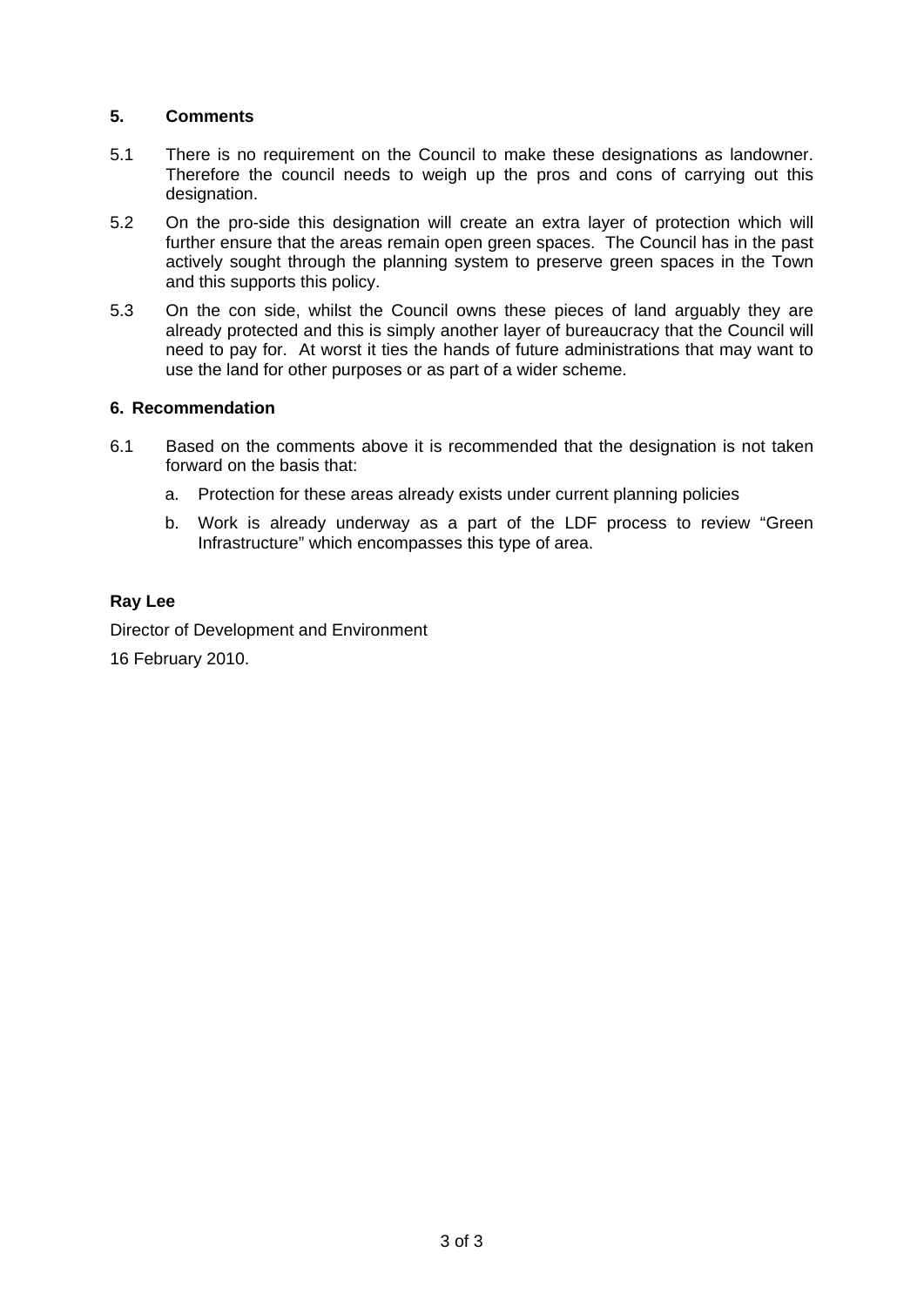## 5. Comments

5.1 There is no requirement on the Council to make these designations as landowner. Therefore the council needs to weigh up the pros and cons of carrying out this designation.

5.2 On the pro-side this designation will create an extra layer of protection which will further ensure that the areas remain open green spaces. The Council has in the past actively sought through the planning system to preserve green spaces in the Town and this supports this policy.

5.3 On the con side, whilst the Council owns these pieces of land arguably they are already protected and this is simply another layer of bureaucracy that the Council will need to pay for. At worst it ties the hands of future administrations that may want to use the land for other purposes or as part of a wider scheme.

## 6. Recommendation

6.1 Based on the comments above it is recommended that the designation is not taken forward on the basis that:

a. Protection for these areas already exists under current planning policies

b. Work is already underway as a part of the LDF process to review "Green Infrastructure" which encompasses this type of area.

**Ray Lee**

Director of Development and Environment

16 February 2010.